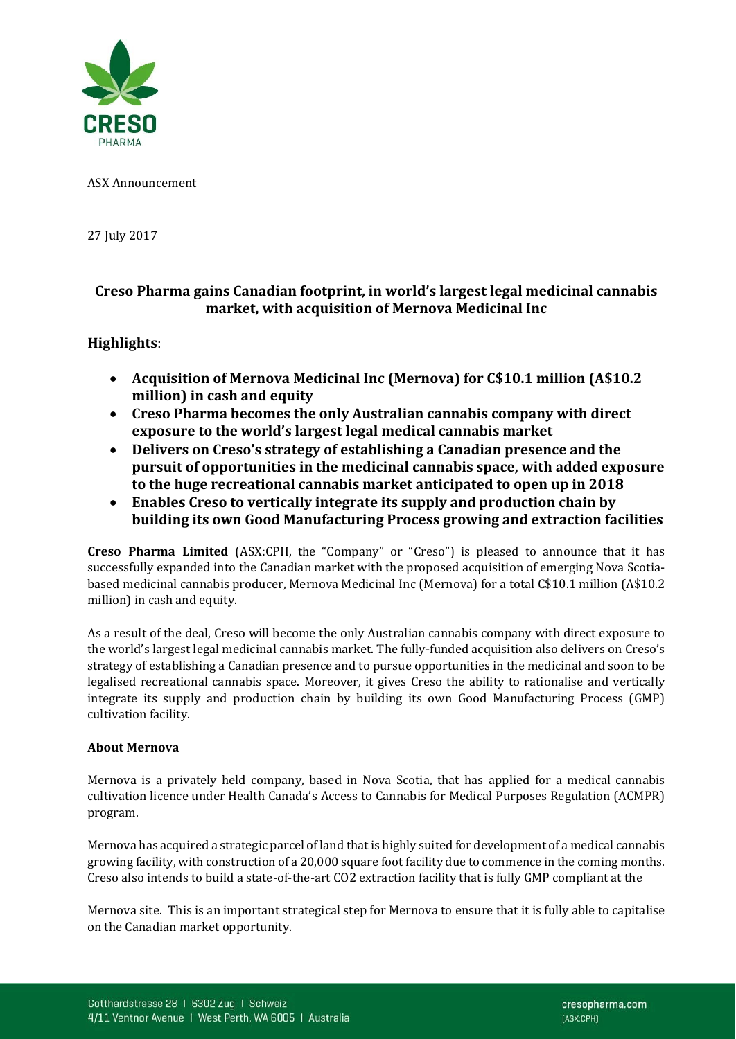ASX Announcement

27 July 2017

## Creso Pharma gains Canadian footprint, in world's largest legal medicinal cannabis market, with acquisition of Mernova Medicinal Inc

### Highlights:

- **Acquisition of Mernova Medicinal Inc (Mernova) for C$10.1 million (A$10.2 million) in cash and equity**
- **Creso Pharma becomes the only Australian cannabis company with direct exposure to the world's largest legal medical cannabis market**
- **Delivers on Creso's strategy of establishing a Canadian presence and the pursuit of opportunities in the medicinal cannabis space, with added exposure to the huge recreational cannabis market anticipated to open up in 2018**
- **Enables Creso to vertically integrate its supply and production chain by building its own Good Manufacturing Process growing and extraction facilities**

**Creso Pharma Limited** (ASX:CPH, the "Company" or "Creso") is pleased to announce that it has successfully expanded into the Canadian market with the proposed acquisition of emerging Nova Scotia-based medicinal cannabis producer, Mernova Medicinal Inc (Mernova) for a total C$10.1 million (A$10.2 million) in cash and equity.

As a result of the deal, Creso will become the only Australian cannabis company with direct exposure to the world's largest legal medicinal cannabis market. The fully-funded acquisition also delivers on Creso's strategy of establishing a Canadian presence and to pursue opportunities in the medicinal and soon to be legalised recreational cannabis space. Moreover, it gives Creso the ability to rationalise and vertically integrate its supply and production chain by building its own Good Manufacturing Process (GMP) cultivation facility.

**About Mernova**

Mernova is a privately held company, based in Nova Scotia, that has applied for a medical cannabis cultivation licence under Health Canada's Access to Cannabis for Medical Purposes Regulation (ACMPR) program.

Mernova has acquired a strategic parcel of land that is highly suited for development of a medical cannabis growing facility, with construction of a 20,000 square foot facility due to commence in the coming months. Creso also intends to build a state-of-the-art $CO_2$ extraction facility that is fully GMP compliant at the Mernova site. This is an important strategical step for Mernova to ensure that it is fully able to capitalise on the Canadian market opportunity.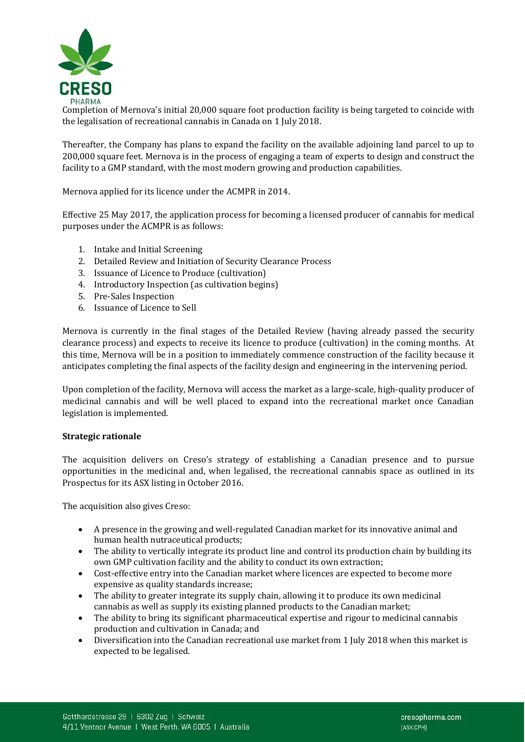Completion of Mernova's initial 20,000 square foot production facility is being targeted to coincide with the legalisation of recreational cannabis in Canada on 1 July 2018.

Thereafter, the Company has plans to expand the facility on the available adjoining land parcel to up to 200,000 square feet. Mernova is in the process of engaging a team of experts to design and construct the facility to a GMP standard, with the most modern growing and production capabilities.

Mernova applied for its licence under the ACMPR in 2014.

Effective 25 May 2017, the application process for becoming a licensed producer of cannabis for medical purposes under the ACMPR is as follows:

1. Intake and Initial Screening
2. Detailed Review and Initiation of Security Clearance Process
3. Issuance of Licence to Produce (cultivation)
4. Introductory Inspection (as cultivation begins)
5. Pre-Sales Inspection
6. Issuance of Licence to Sell

Mernova is currently in the final stages of the Detailed Review (having already passed the security clearance process) and expects to receive its licence to produce (cultivation) in the coming months. At this time, Mernova will be in a position to immediately commence construction of the facility because it anticipates completing the final aspects of the facility design and engineering in the intervening period.

Upon completion of the facility, Mernova will access the market as a large-scale, high-quality producer of medicinal cannabis and will be well placed to expand into the recreational market once Canadian legislation is implemented.

**Strategic rationale**

The acquisition delivers on Creso's strategy of establishing a Canadian presence and to pursue opportunities in the medicinal and, when legalised, the recreational cannabis space as outlined in its Prospectus for its ASX listing in October 2016.

The acquisition also gives Creso:

- A presence in the growing and well-regulated Canadian market for its innovative animal and human health nutraceutical products;
- The ability to vertically integrate its product line and control its production chain by building its own GMP cultivation facility and the ability to conduct its own extraction;
- Cost-effective entry into the Canadian market where licences are expected to become more expensive as quality standards increase;
- The ability to greater integrate its supply chain, allowing it to produce its own medicinal cannabis as well as supply its existing planned products to the Canadian market;
- The ability to bring its significant pharmaceutical expertise and rigour to medicinal cannabis production and cultivation in Canada; and
- Diversification into the Canadian recreational use market from 1 July 2018 when this market is expected to be legalised.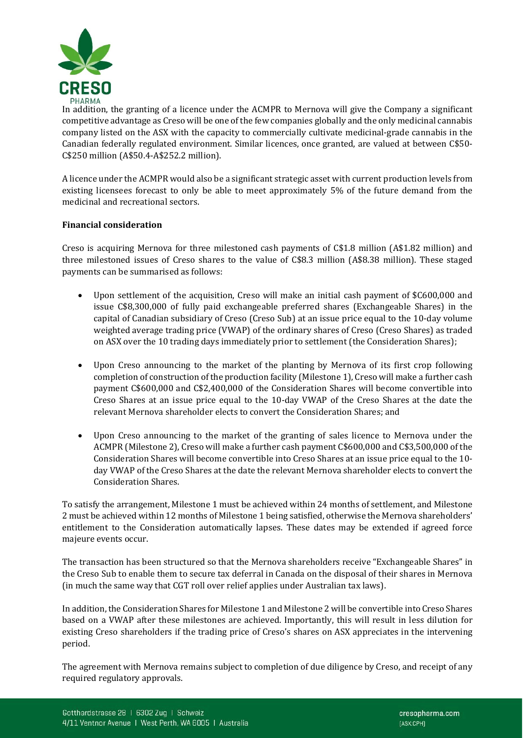In addition, the granting of a licence under the ACMPR to Mernova will give the Company a significant competitive advantage as Creso will be one of the few companies globally and the only medicinal cannabis company listed on the ASX with the capacity to commercially cultivate medicinal-grade cannabis in the Canadian federally regulated environment. Similar licences, once granted, are valued at between C$50-C$250 million (A$50.4-A$252.2 million).

A licence under the ACMPR would also be a significant strategic asset with current production levels from existing licensees forecast to only be able to meet approximately 5% of the future demand from the medicinal and recreational sectors.

**Financial consideration**

Creso is acquiring Mernova for three milestoned cash payments of C$1.8 million (A$1.82 million) and three milestoned issues of Creso shares to the value of C$8.3 million (A$8.38 million). These staged payments can be summarised as follows:

- Upon settlement of the acquisition, Creso will make an initial cash payment of $C600,000 and issue C$8,300,000 of fully paid exchangeable preferred shares (Exchangeable Shares) in the capital of Canadian subsidiary of Creso (Creso Sub) at an issue price equal to the 10-day volume weighted average trading price (VWAP) of the ordinary shares of Creso (Creso Shares) as traded on ASX over the 10 trading days immediately prior to settlement (the Consideration Shares);
- Upon Creso announcing to the market of the planting by Mernova of its first crop following completion of construction of the production facility (Milestone 1), Creso will make a further cash payment C$600,000 and C$2,400,000 of the Consideration Shares will become convertible into Creso Shares at an issue price equal to the 10-day VWAP of the Creso Shares at the date the relevant Mernova shareholder elects to convert the Consideration Shares; and
- Upon Creso announcing to the market of the granting of sales licence to Mernova under the ACMPR (Milestone 2), Creso will make a further cash payment C$600,000 and C$3,500,000 of the Consideration Shares will become convertible into Creso Shares at an issue price equal to the 10-day VWAP of the Creso Shares at the date the relevant Mernova shareholder elects to convert the Consideration Shares.

To satisfy the arrangement, Milestone 1 must be achieved within 24 months of settlement, and Milestone 2 must be achieved within 12 months of Milestone 1 being satisfied, otherwise the Mernova shareholders' entitlement to the Consideration automatically lapses. These dates may be extended if agreed force majeure events occur.

The transaction has been structured so that the Mernova shareholders receive "Exchangeable Shares" in the Creso Sub to enable them to secure tax deferral in Canada on the disposal of their shares in Mernova (in much the same way that CGT roll over relief applies under Australian tax laws).

In addition, the Consideration Shares for Milestone 1 and Milestone 2 will be convertible into Creso Shares based on a VWAP after these milestones are achieved. Importantly, this will result in less dilution for existing Creso shareholders if the trading price of Creso's shares on ASX appreciates in the intervening period.

The agreement with Mernova remains subject to completion of due diligence by Creso, and receipt of any required regulatory approvals.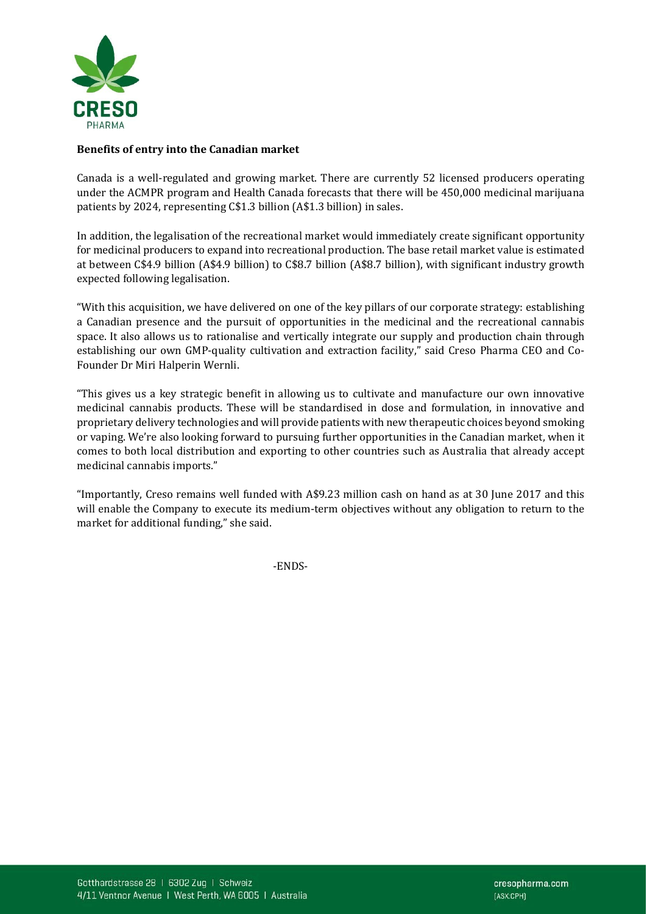**Benefits of entry into the Canadian market**

Canada is a well-regulated and growing market. There are currently 52 licensed producers operating under the ACMPR program and Health Canada forecasts that there will be 450,000 medicinal marijuana patients by 2024, representing C$1.3 billion (A$1.3 billion) in sales.

In addition, the legalisation of the recreational market would immediately create significant opportunity for medicinal producers to expand into recreational production. The base retail market value is estimated at between C$4.9 billion (A$4.9 billion) to C$8.7 billion (A$8.7 billion), with significant industry growth expected following legalisation.

"With this acquisition, we have delivered on one of the key pillars of our corporate strategy: establishing a Canadian presence and the pursuit of opportunities in the medicinal and the recreational cannabis space. It also allows us to rationalise and vertically integrate our supply and production chain through establishing our own GMP-quality cultivation and extraction facility," said Creso Pharma CEO and Co-Founder Dr Miri Halperin Wernli.

"This gives us a key strategic benefit in allowing us to cultivate and manufacture our own innovative medicinal cannabis products. These will be standardised in dose and formulation, in innovative and proprietary delivery technologies and will provide patients with new therapeutic choices beyond smoking or vaping. We're also looking forward to pursuing further opportunities in the Canadian market, when it comes to both local distribution and exporting to other countries such as Australia that already accept medicinal cannabis imports."

"Importantly, Creso remains well funded with A$9.23 million cash on hand as at 30 June 2017 and this will enable the Company to execute its medium-term objectives without any obligation to return to the market for additional funding," she said.

-ENDS-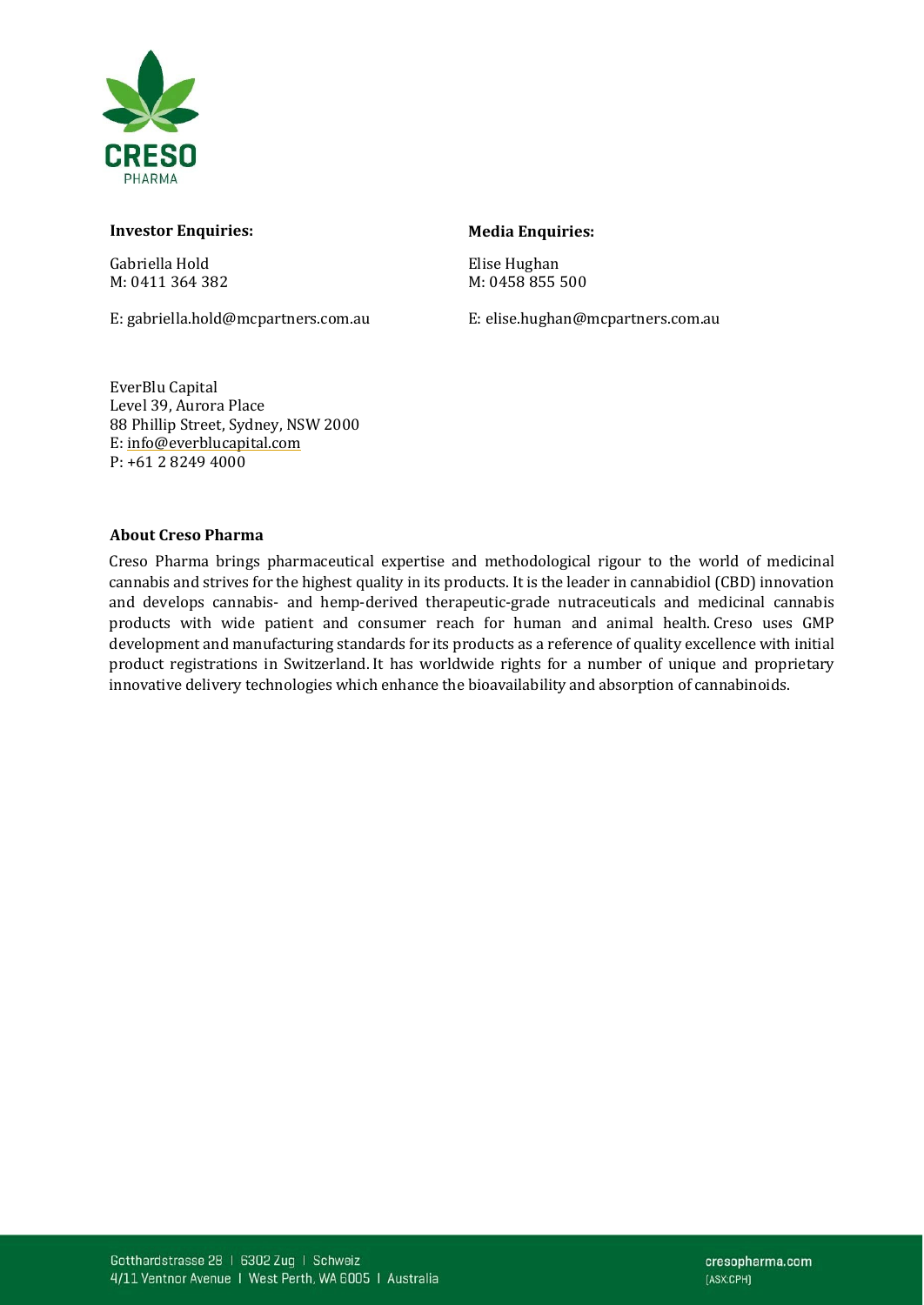**Investor Enquiries:**

Gabriella Hold
M: 0411 364 382

E: gabriella.hold@mcpartners.com.au

**Media Enquiries:**

Elise Hughan
M: 0458 855 500

E: elise.hughan@mcpartners.com.au

EverBlu Capital
Level 39, Aurora Place
88 Phillip Street, Sydney, NSW 2000
E: info@everblucapital.com
P: +61 2 8249 4000

**About Creso Pharma**

Creso Pharma brings pharmaceutical expertise and methodological rigour to the world of medicinal cannabis and strives for the highest quality in its products. It is the leader in cannabidiol (CBD) innovation and develops cannabis- and hemp-derived therapeutic-grade nutraceuticals and medicinal cannabis products with wide patient and consumer reach for human and animal health. Creso uses GMP development and manufacturing standards for its products as a reference of quality excellence with initial product registrations in Switzerland. It has worldwide rights for a number of unique and proprietary innovative delivery technologies which enhance the bioavailability and absorption of cannabinoids.